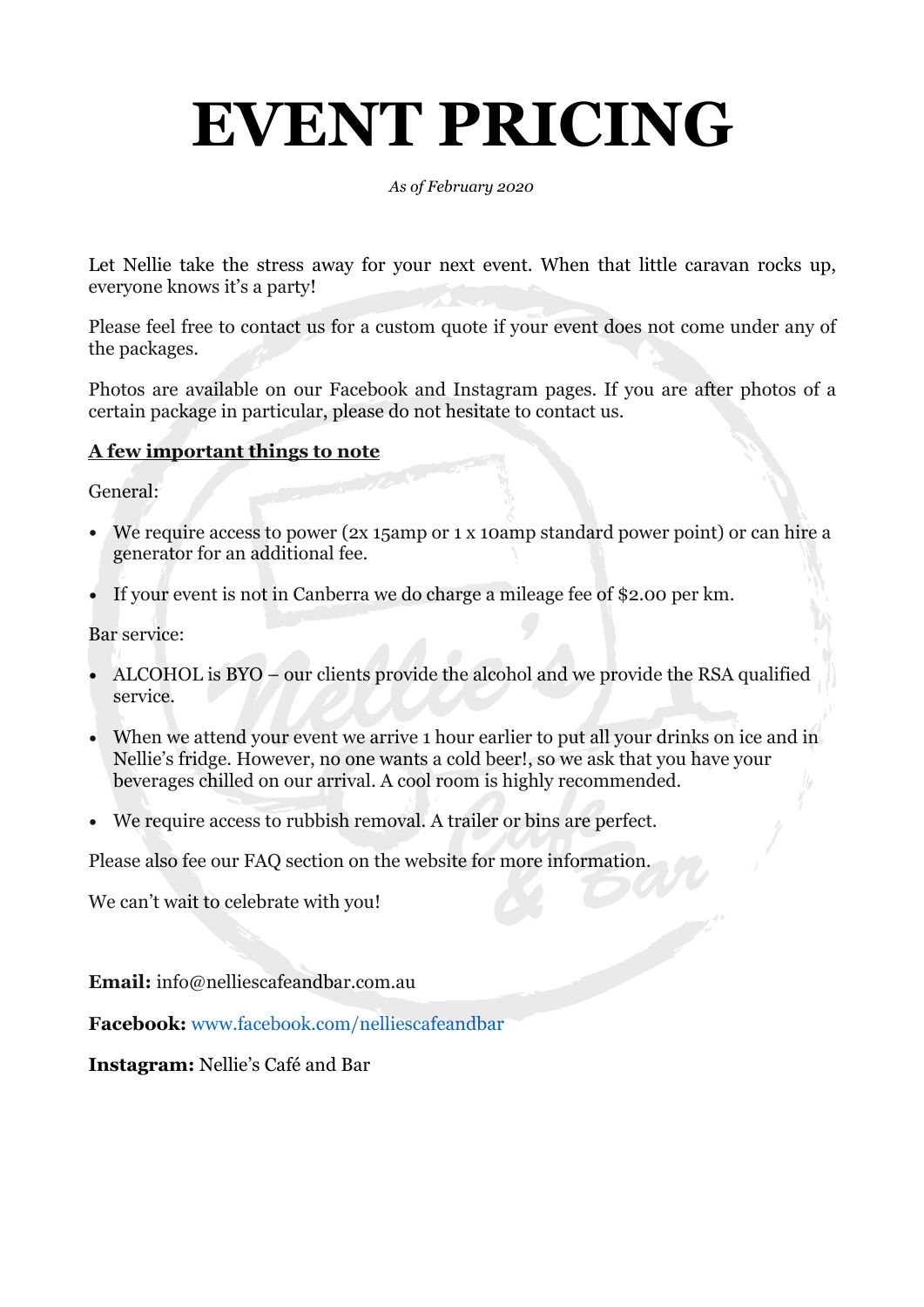# EVENT PRICING

*As of February 2020*

Let Nellie take the stress away for your next event. When that little caravan rocks up, everyone knows it's a party!

Please feel free to contact us for a custom quote if your event does not come under any of the packages.

Photos are available on our Facebook and Instagram pages. If you are after photos of a certain package in particular, please do not hesitate to contact us.

**A few important things to note**

General:

- We require access to power (2x 15amp or 1 x 10amp standard power point) or can hire a generator for an additional fee.
- If your event is not in Canberra we do charge a mileage fee of $2.00 per km.

Bar service:

- ALCOHOL is BYO – our clients provide the alcohol and we provide the RSA qualified service.
- When we attend your event we arrive 1 hour earlier to put all your drinks on ice and in Nellie's fridge. However, no one wants a cold beer!, so we ask that you have your beverages chilled on our arrival. A cool room is highly recommended.
- We require access to rubbish removal. A trailer or bins are perfect.

Please also fee our FAQ section on the website for more information.

We can't wait to celebrate with you!

**Email:** info@nelliescafeandbar.com.au

**Facebook:** www.facebook.com/nelliescafeandbar

**Instagram:** Nellie's Café and Bar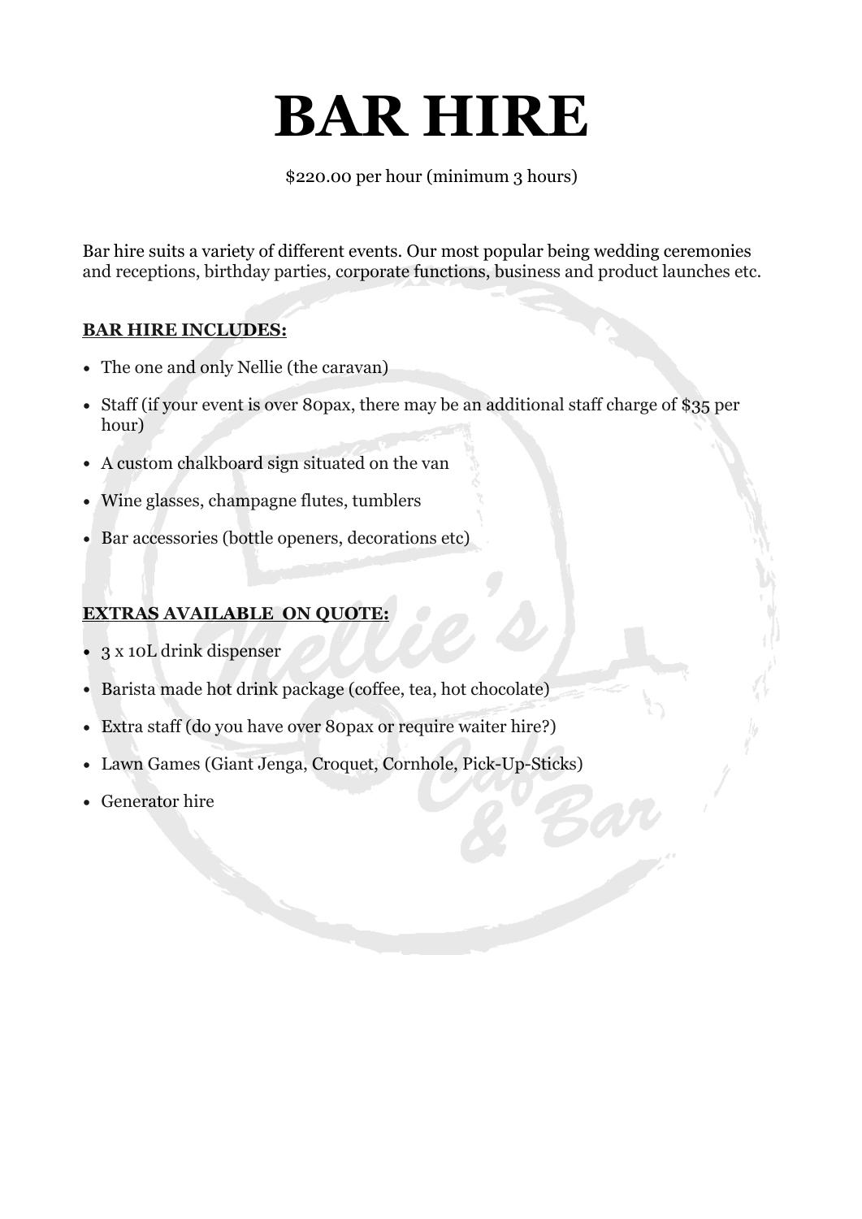# BAR HIRE

$220.00 per hour (minimum 3 hours)

Bar hire suits a variety of different events. Our most popular being wedding ceremonies and receptions, birthday parties, corporate functions, business and product launches etc.

**BAR HIRE INCLUDES:**

- The one and only Nellie (the caravan)
- Staff (if your event is over 80pax, there may be an additional staff charge of $35 per hour)
- A custom chalkboard sign situated on the van
- Wine glasses, champagne flutes, tumblers
- Bar accessories (bottle openers, decorations etc)

**EXTRAS AVAILABLE ON QUOTE:**

- 3 x 10L drink dispenser
- Barista made hot drink package (coffee, tea, hot chocolate)
- Extra staff (do you have over 80pax or require waiter hire?)
- Lawn Games (Giant Jenga, Croquet, Cornhole, Pick-Up-Sticks)
- Generator hire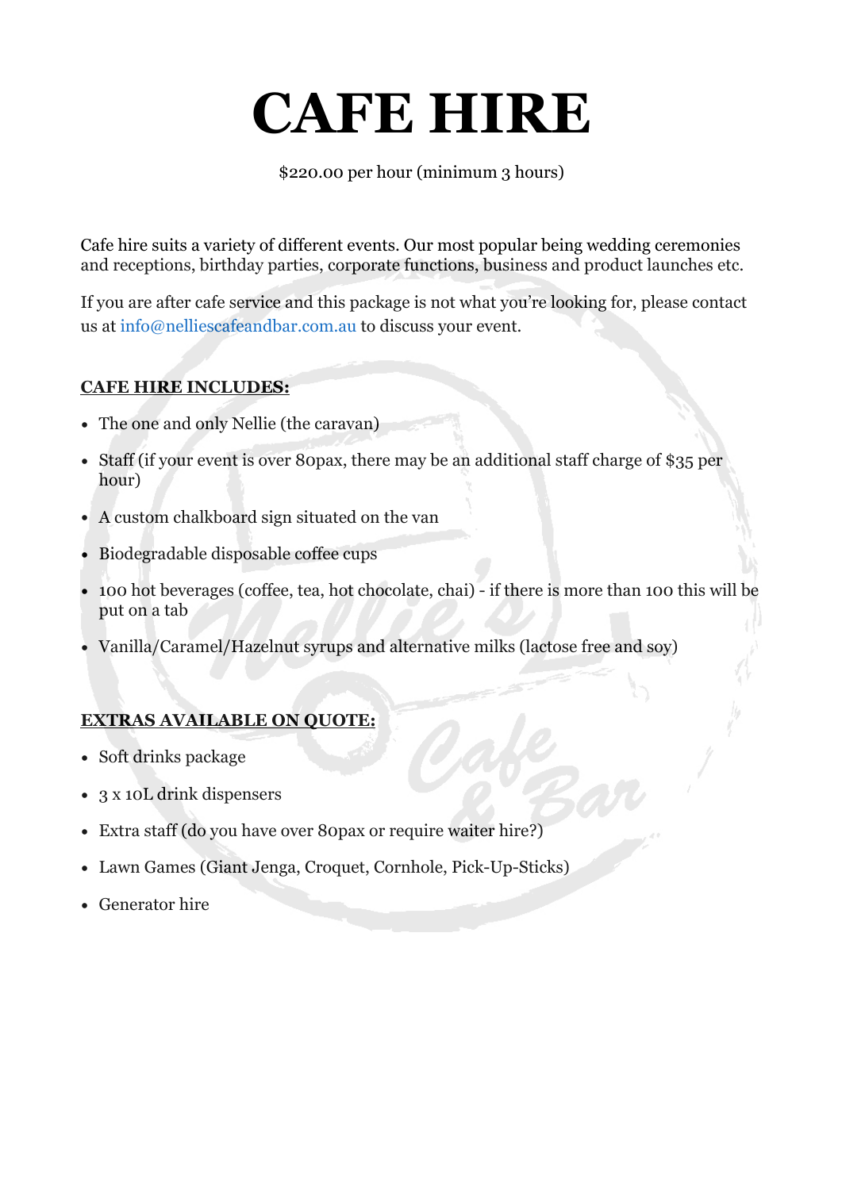# CAFE HIRE

$220.00 per hour (minimum 3 hours)

Cafe hire suits a variety of different events. Our most popular being wedding ceremonies and receptions, birthday parties, corporate functions, business and product launches etc.

If you are after cafe service and this package is not what you're looking for, please contact us at info@nelliescafeandbar.com.au to discuss your event.

**CAFE HIRE INCLUDES:**

- The one and only Nellie (the caravan)
- Staff (if your event is over 80pax, there may be an additional staff charge of $35 per hour)
- A custom chalkboard sign situated on the van
- Biodegradable disposable coffee cups
- 100 hot beverages (coffee, tea, hot chocolate, chai) - if there is more than 100 this will be put on a tab
- Vanilla/Caramel/Hazelnut syrups and alternative milks (lactose free and soy)

**EXTRAS AVAILABLE ON QUOTE:**

- Soft drinks package
- 3 x 10L drink dispensers
- Extra staff (do you have over 80pax or require waiter hire?)
- Lawn Games (Giant Jenga, Croquet, Cornhole, Pick-Up-Sticks)
- Generator hire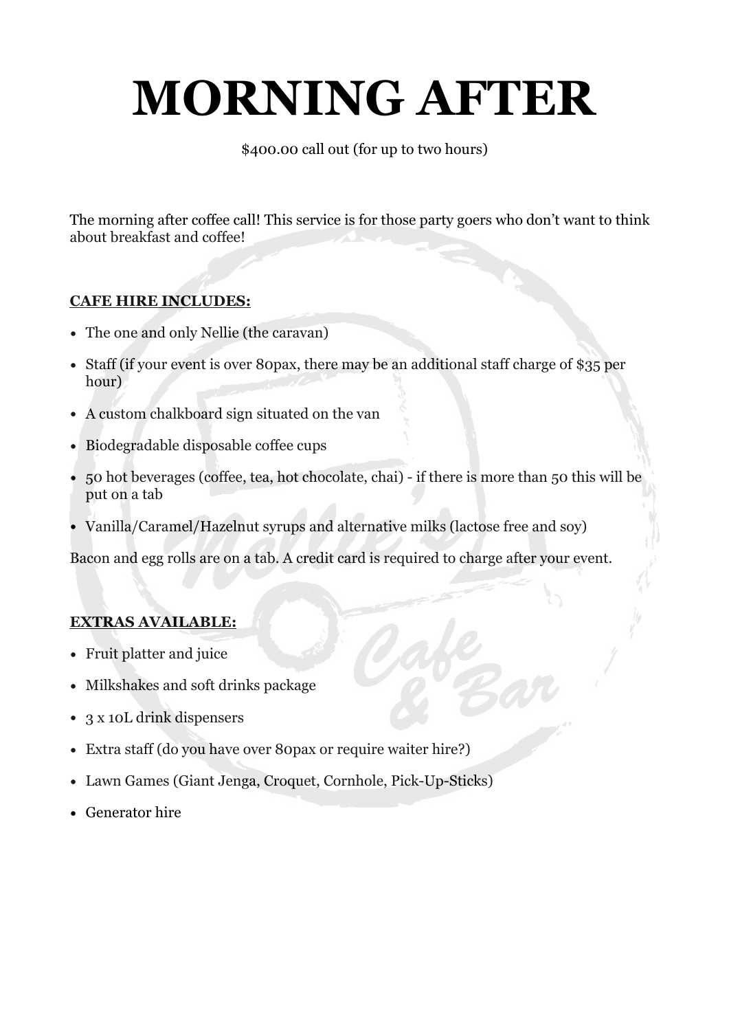# MORNING AFTER

$400.00 call out (for up to two hours)

The morning after coffee call! This service is for those party goers who don't want to think about breakfast and coffee!

**CAFE HIRE INCLUDES:**

- The one and only Nellie (the caravan)
- Staff (if your event is over 80pax, there may be an additional staff charge of $35 per hour)
- A custom chalkboard sign situated on the van
- Biodegradable disposable coffee cups
- 50 hot beverages (coffee, tea, hot chocolate, chai) - if there is more than 50 this will be put on a tab
- Vanilla/Caramel/Hazelnut syrups and alternative milks (lactose free and soy)

Bacon and egg rolls are on a tab. A credit card is required to charge after your event.

**EXTRAS AVAILABLE:**

- Fruit platter and juice
- Milkshakes and soft drinks package
- 3 x 10L drink dispensers
- Extra staff (do you have over 80pax or require waiter hire?)
- Lawn Games (Giant Jenga, Croquet, Cornhole, Pick-Up-Sticks)
- Generator hire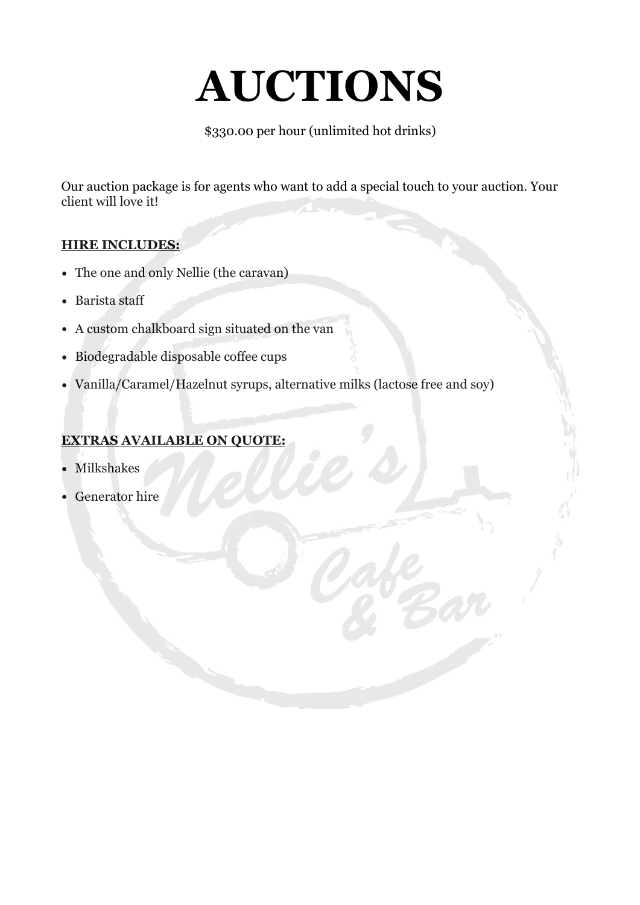# AUCTIONS

$330.00 per hour (unlimited hot drinks)

Our auction package is for agents who want to add a special touch to your auction. Your client will love it!

**HIRE INCLUDES:**

- The one and only Nellie (the caravan)
- Barista staff
- A custom chalkboard sign situated on the van
- Biodegradable disposable coffee cups
- Vanilla/Caramel/Hazelnut syrups, alternative milks (lactose free and soy)

**EXTRAS AVAILABLE ON QUOTE:**

- Milkshakes
- Generator hire